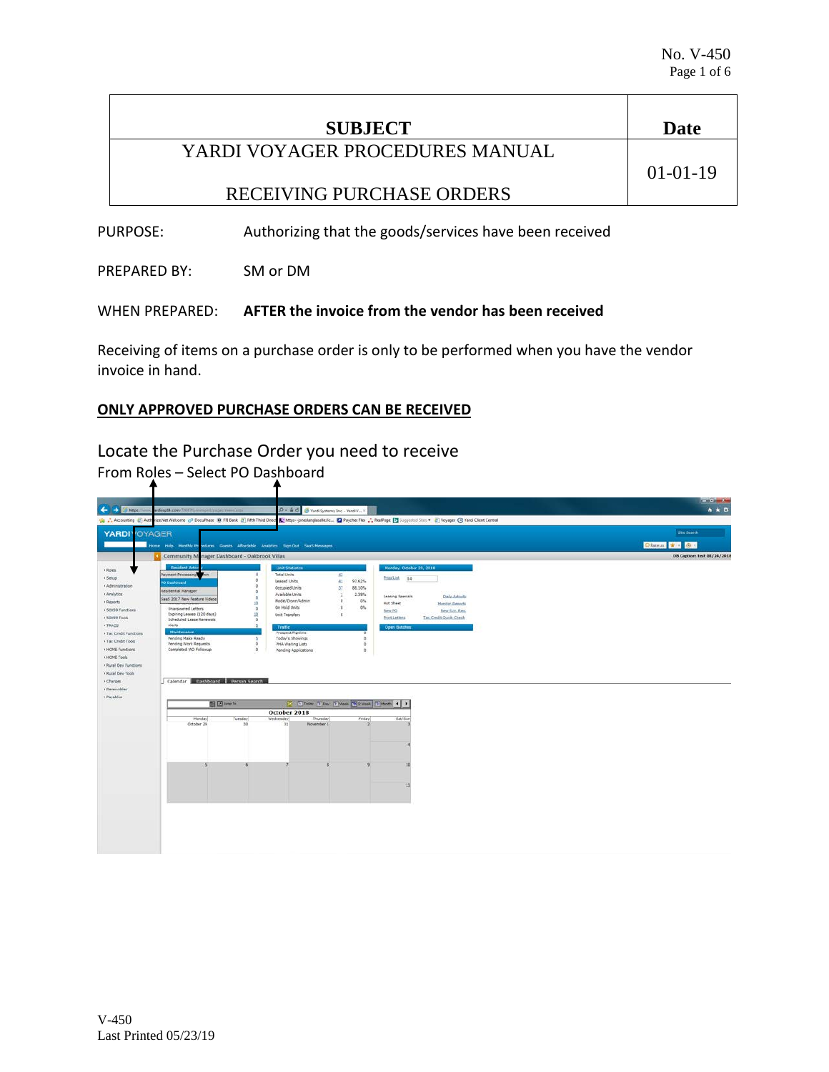| SUBJECT | Date |
| --- | --- |
| YARDI VOYAGER PROCEDURES MANUAL<br><br>RECEIVING PURCHASE ORDERS | 01-01-19 |

PURPOSE: Authorizing that the goods/services have been received

PREPARED BY: SM or DM

WHEN PREPARED: **AFTER the invoice from the vendor has been received**

Receiving of items on a purchase order is only to be performed when you have the vendor invoice in hand.

**ONLY APPROVED PURCHASE ORDERS CAN BE RECEIVED**

## Locate the Purchase Order you need to receive

From Roles – Select PO Dashboard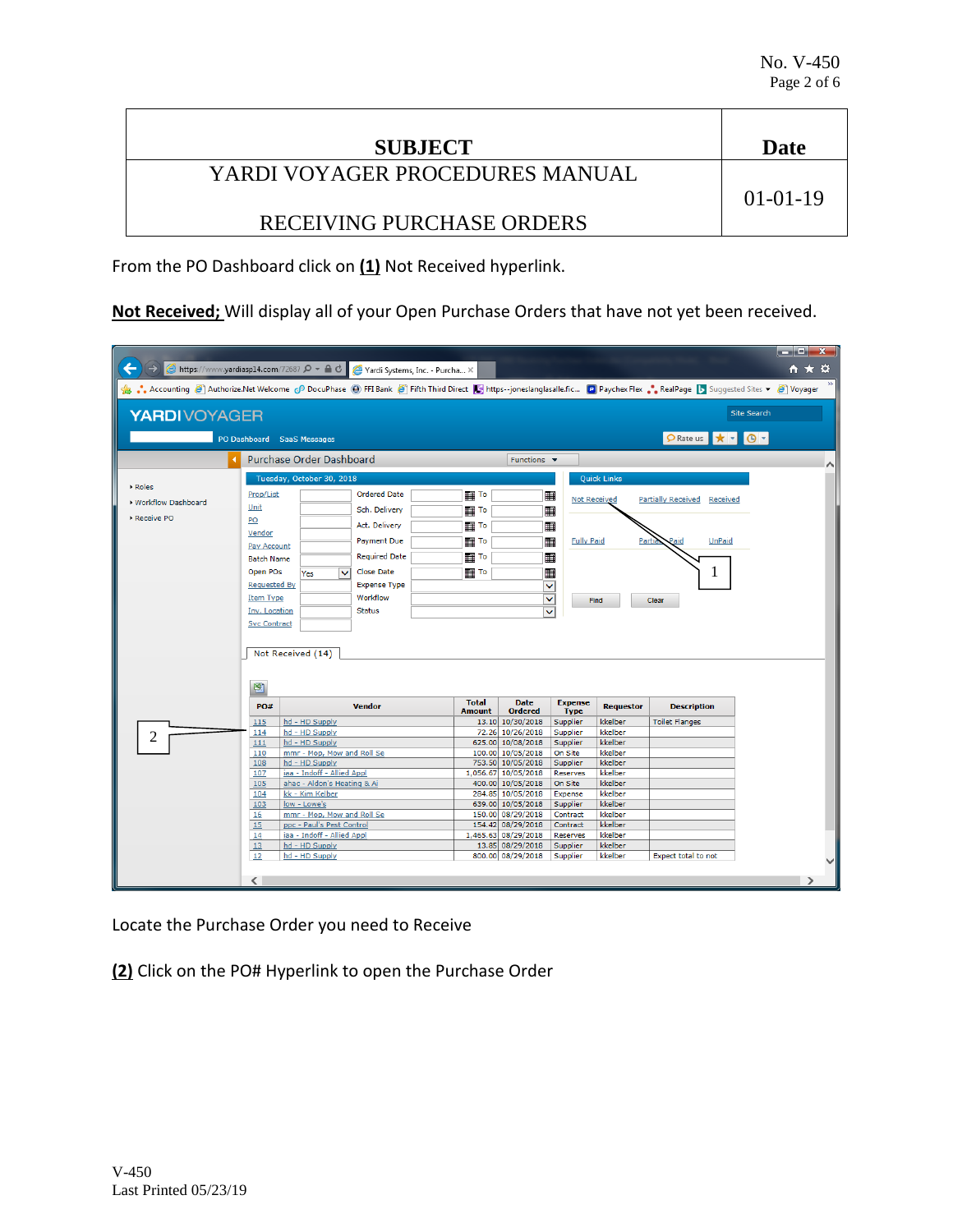| SUBJECT | Date |
| --- | --- |
| YARDI VOYAGER PROCEDURES MANUAL<br><br>RECEIVING PURCHASE ORDERS | 01-01-19 |

From the PO Dashboard click on **(1)** Not Received hyperlink.

**Not Received;** Will display all of your Open Purchase Orders that have not yet been received.

Locate the Purchase Order you need to Receive

**(2)** Click on the PO# Hyperlink to open the Purchase Order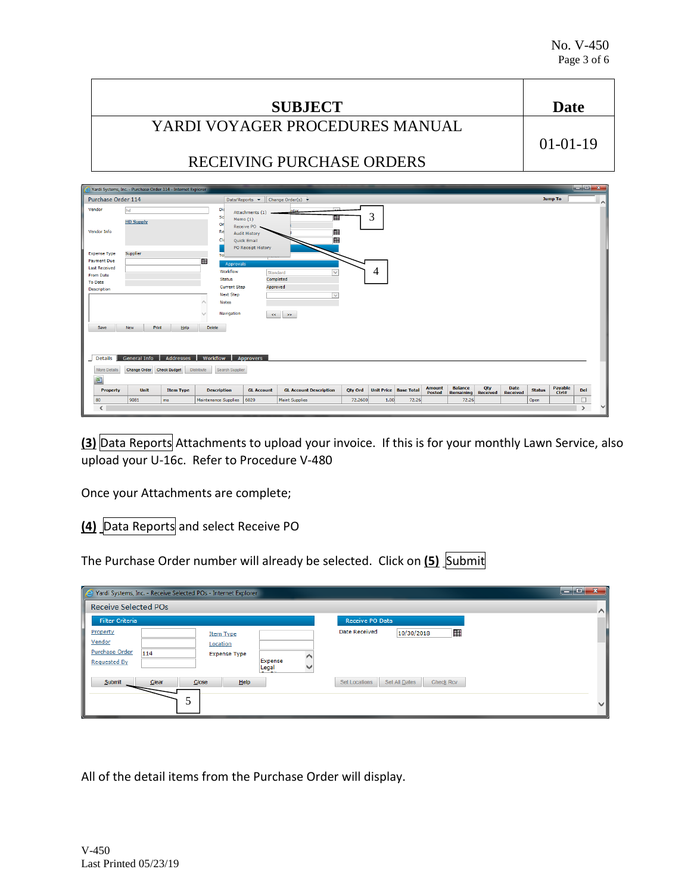| SUBJECT | Date |
| --- | --- |
| YARDI VOYAGER PROCEDURES MANUAL<br><br>RECEIVING PURCHASE ORDERS | 01-01-19 |

**(3)** Data Reports Attachments to upload your invoice. If this is for your monthly Lawn Service, also upload your U-16c. Refer to Procedure V-480

Once your Attachments are complete;

**(4)** Data Reports and select Receive PO

The Purchase Order number will already be selected. Click on **(5)** Submit

All of the detail items from the Purchase Order will display.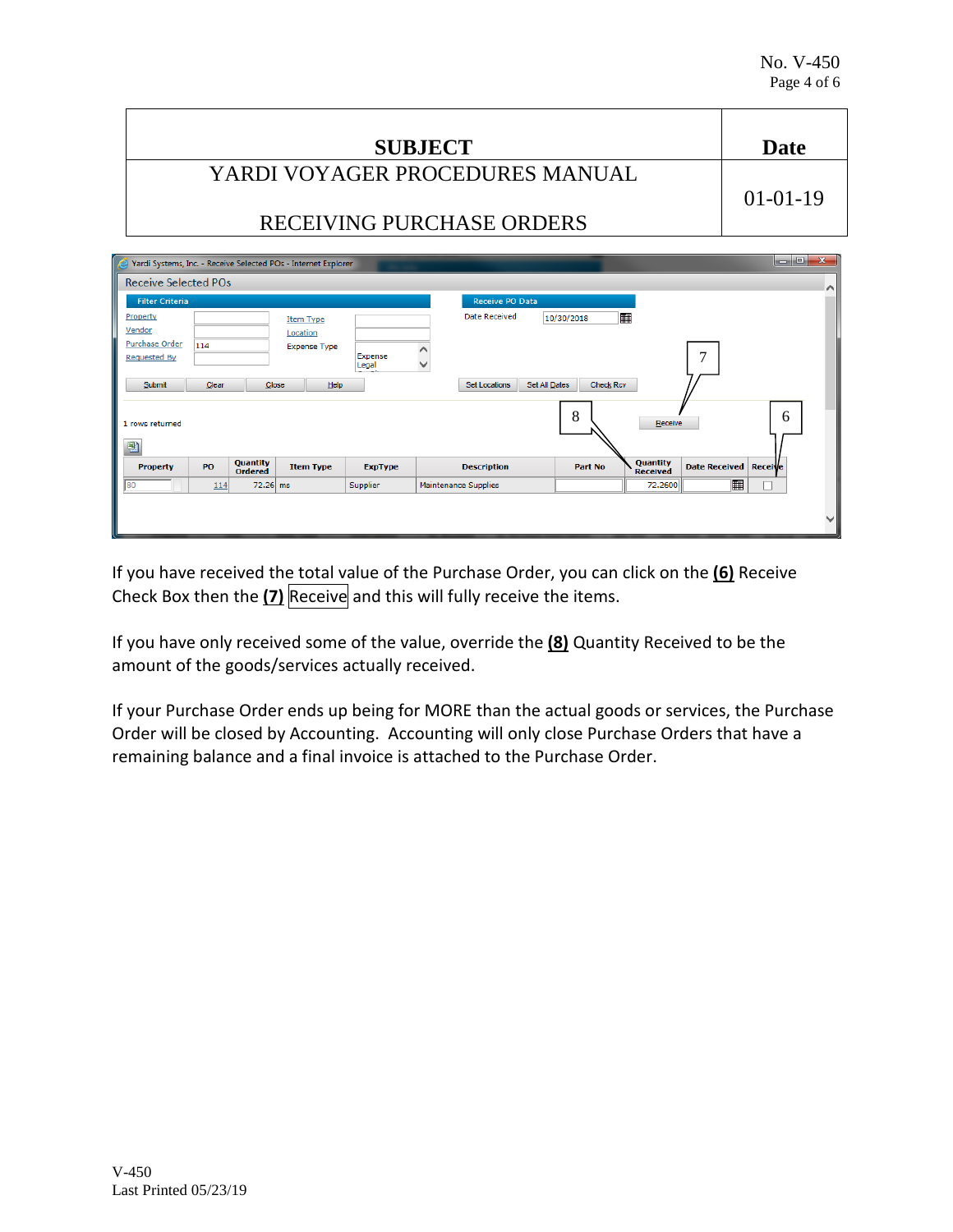| SUBJECT | Date |
| --- | --- |
| YARDI VOYAGER PROCEDURES MANUAL<br><br>RECEIVING PURCHASE ORDERS | 01-01-19 |

If you have received the total value of the Purchase Order, you can click on the **(6)** Receive Check Box then the **(7)** Receive and this will fully receive the items.

If you have only received some of the value, override the **(8)** Quantity Received to be the amount of the goods/services actually received.

If your Purchase Order ends up being for MORE than the actual goods or services, the Purchase Order will be closed by Accounting. Accounting will only close Purchase Orders that have a remaining balance and a final invoice is attached to the Purchase Order.

V-450
Last Printed 05/23/19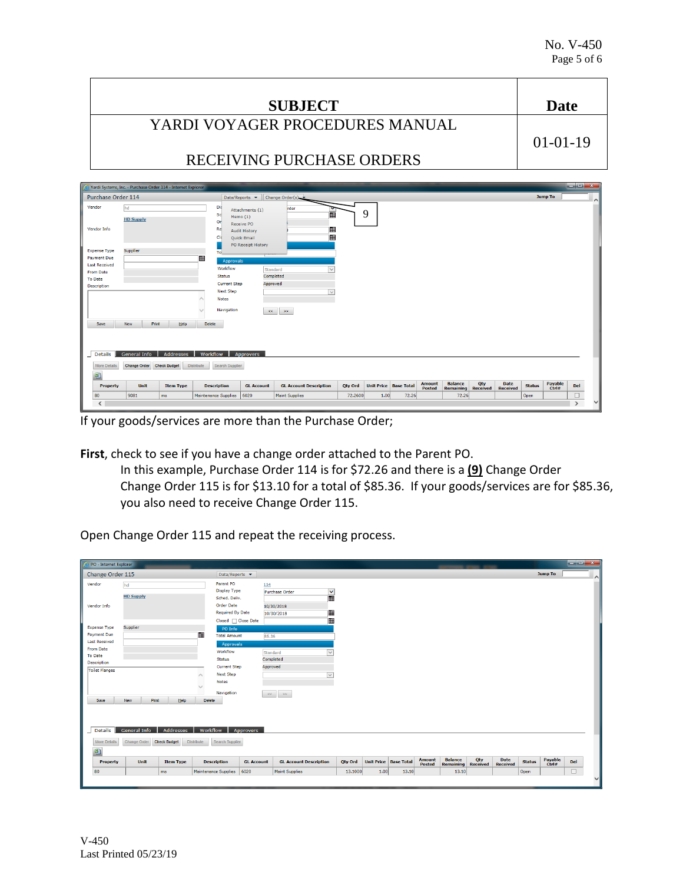| SUBJECT | Date |
|---|---|
| YARDI VOYAGER PROCEDURES MANUAL<br><br>RECEIVING PURCHASE ORDERS | 01-01-19 |

If your goods/services are more than the Purchase Order;

**First**, check to see if you have a change order attached to the Parent PO.

In this example, Purchase Order 114 is for $72.26 and there is a **(9)** Change Order Change Order 115 is for $13.10 for a total of $85.36. If your goods/services are for $85.36, you also need to receive Change Order 115.

Open Change Order 115 and repeat the receiving process.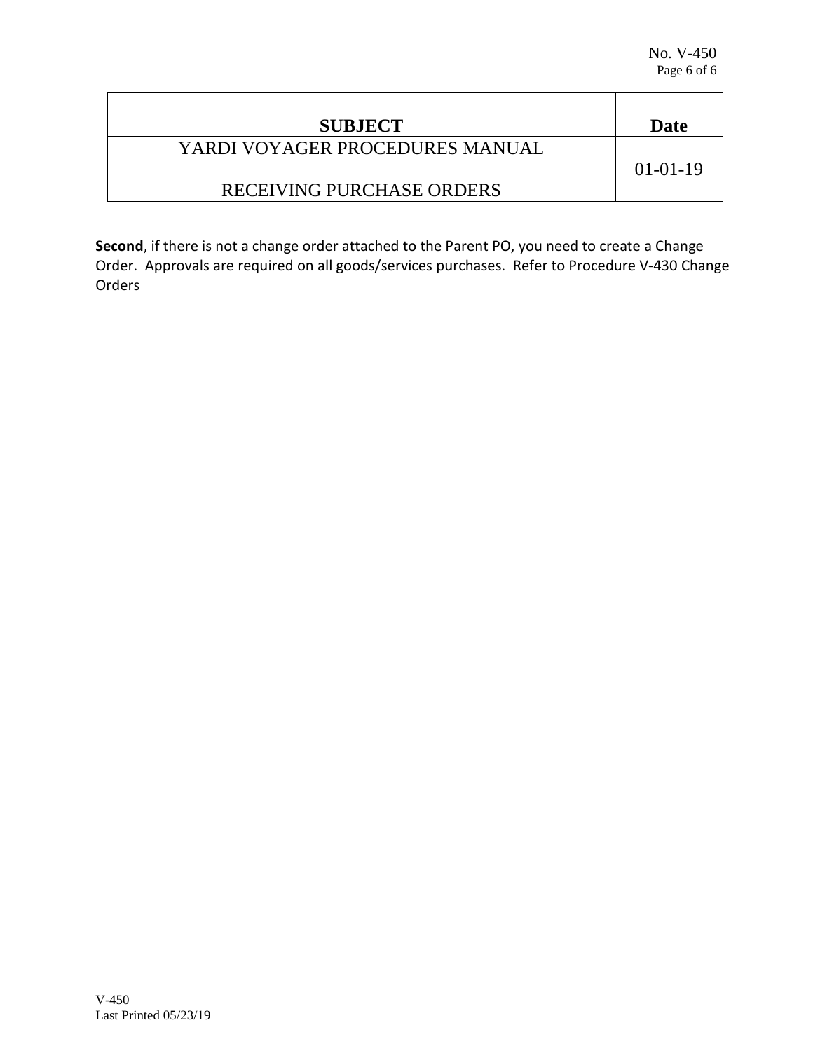| SUBJECT | Date |
| --- | --- |
| YARDI VOYAGER PROCEDURES MANUAL<br><br>RECEIVING PURCHASE ORDERS | 01-01-19 |

**Second**, if there is not a change order attached to the Parent PO, you need to create a Change Order. Approvals are required on all goods/services purchases. Refer to Procedure V-430 Change Orders